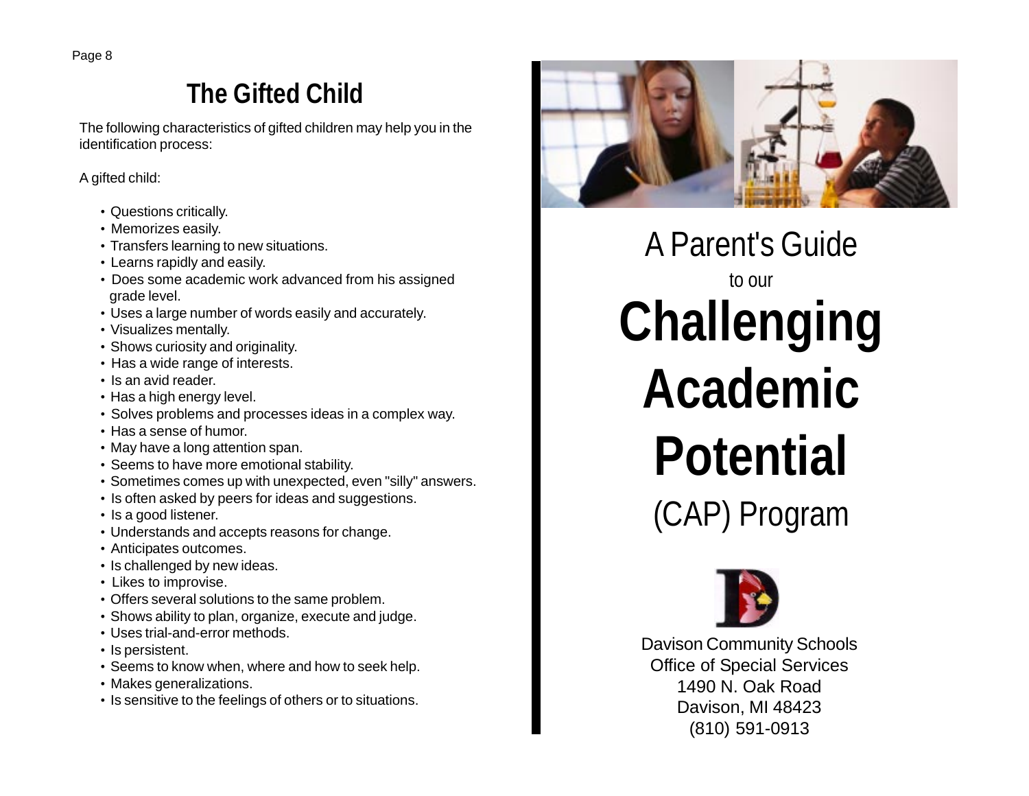## The Gifted Child

The following characteristics of gifted children may help you in the identification process:

A gifted child:

- Questions critically.
- Memorizes easily.
- Transfers learning to new situations.
- Learns rapidly and easily.
- Does some academic work advanced from his assigned grade level.
- Uses a large number of words easily and accurately.
- Visualizes mentally.
- Shows curiosity and originality.
- Has a wide range of interests.
- Is an avid reader.
- Has a high energy level.
- Solves problems and processes ideas in a complex way.
- Has a sense of humor.
- May have a long attention span.
- Seems to have more emotional stability.
- Sometimes comes up with unexpected, even "silly" answers.
- Is often asked by peers for ideas and suggestions.
- Is a good listener.
- Understands and accepts reasons for change.
- Anticipates outcomes.
- Is challenged by new ideas.
- Likes to improvise.
- Offers several solutions to the same problem.
- Shows ability to plan, organize, execute and judge.
- Uses trial-and-error methods.
- Is persistent.
- Seems to know when, where and how to seek help.
- Makes generalizations.
- Is sensitive to the feelings of others or to situations.

# A Parent's Guide

to our

# Challenging Academic Potential

(CAP) Program

Davison Community Schools
Office of Special Services
1490 N. Oak Road
Davison, MI 48423
(810) 591-0913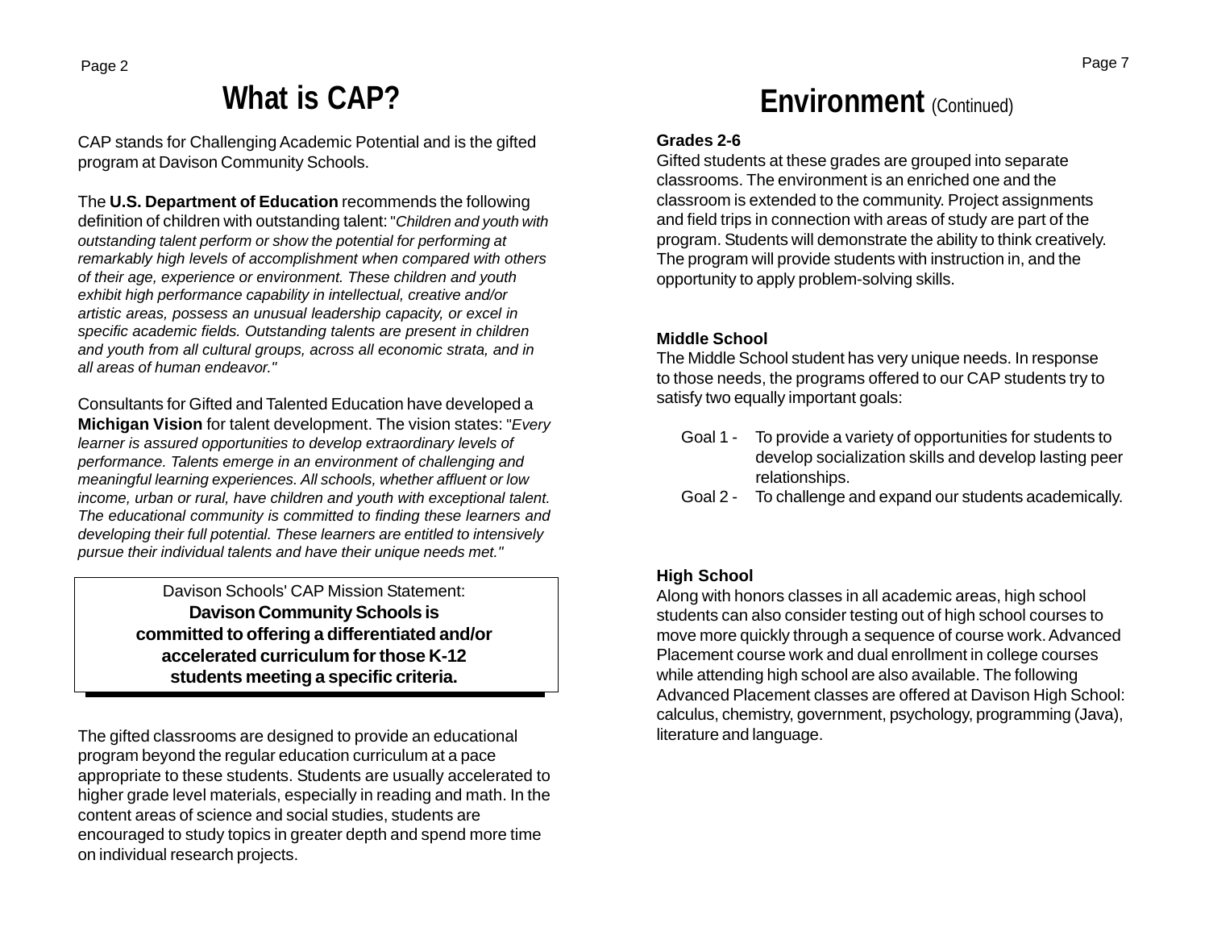# What is CAP?

CAP stands for Challenging Academic Potential and is the gifted program at Davison Community Schools.

The **U.S. Department of Education** recommends the following definition of children with outstanding talent: "*Children and youth with outstanding talent perform or show the potential for performing at remarkably high levels of accomplishment when compared with others of their age, experience or environment. These children and youth exhibit high performance capability in intellectual, creative and/or artistic areas, possess an unusual leadership capacity, or excel in specific academic fields. Outstanding talents are present in children and youth from all cultural groups, across all economic strata, and in all areas of human endeavor.*"

Consultants for Gifted and Talented Education have developed a **Michigan Vision** for talent development. The vision states: "*Every learner is assured opportunities to develop extraordinary levels of performance. Talents emerge in an environment of challenging and meaningful learning experiences. All schools, whether affluent or low income, urban or rural, have children and youth with exceptional talent. The educational community is committed to finding these learners and developing their full potential. These learners are entitled to intensively pursue their individual talents and have their unique needs met.*"

> Davison Schools' CAP Mission Statement:
> **Davison Community Schools is committed to offering a differentiated and/or accelerated curriculum for those K-12 students meeting a specific criteria.**

The gifted classrooms are designed to provide an educational program beyond the regular education curriculum at a pace appropriate to these students. Students are usually accelerated to higher grade level materials, especially in reading and math. In the content areas of science and social studies, students are encouraged to study topics in greater depth and spend more time on individual research projects.

# Environment (Continued)

**Grades 2-6**

Gifted students at these grades are grouped into separate classrooms. The environment is an enriched one and the classroom is extended to the community. Project assignments and field trips in connection with areas of study are part of the program. Students will demonstrate the ability to think creatively. The program will provide students with instruction in, and the opportunity to apply problem-solving skills.

**Middle School**

The Middle School student has very unique needs. In response to those needs, the programs offered to our CAP students try to satisfy two equally important goals:

- Goal 1 - To provide a variety of opportunities for students to develop socialization skills and develop lasting peer relationships.
- Goal 2 - To challenge and expand our students academically.

**High School**

Along with honors classes in all academic areas, high school students can also consider testing out of high school courses to move more quickly through a sequence of course work. Advanced Placement course work and dual enrollment in college courses while attending high school are also available. The following Advanced Placement classes are offered at Davison High School: calculus, chemistry, government, psychology, programming (Java), literature and language.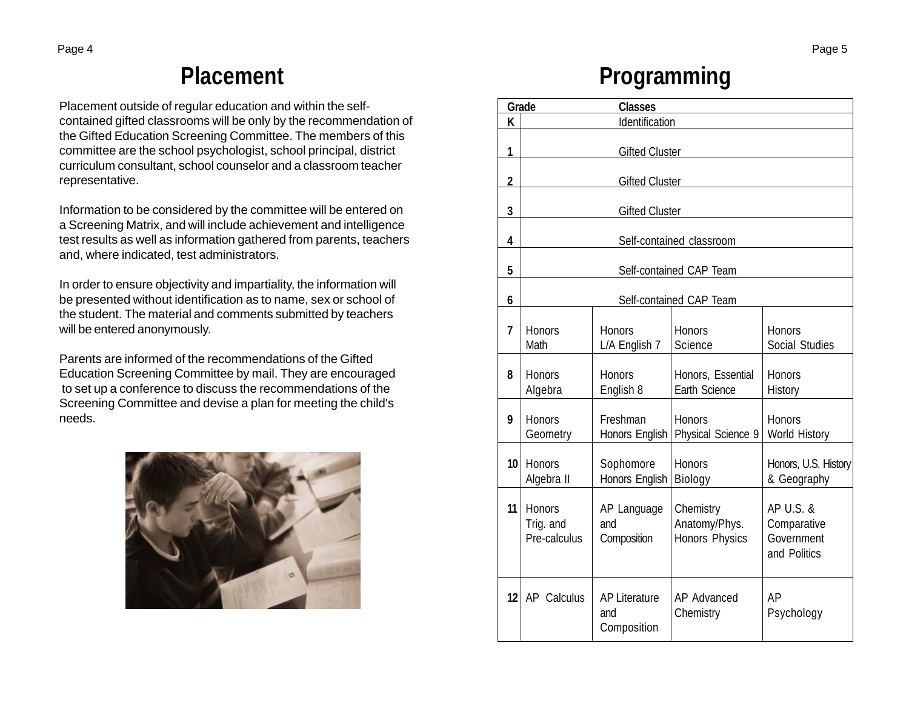# Placement

Placement outside of regular education and within the self-contained gifted classrooms will be only by the recommendation of the Gifted Education Screening Committee. The members of this committee are the school psychologist, school principal, district curriculum consultant, school counselor and a classroom teacher representative.

Information to be considered by the committee will be entered on a Screening Matrix, and will include achievement and intelligence test results as well as information gathered from parents, teachers and, where indicated, test administrators.

In order to ensure objectivity and impartiality, the information will be presented without identification as to name, sex or school of the student. The material and comments submitted by teachers will be entered anonymously.

Parents are informed of the recommendations of the Gifted Education Screening Committee by mail. They are encouraged to set up a conference to discuss the recommendations of the Screening Committee and devise a plan for meeting the child's needs.

# Programming

| Grade | Classes | | | |
|---|---|---|---|---|
| K | Identification | | | |
| 1 | Gifted Cluster | | | |
| 2 | Gifted Cluster | | | |
| 3 | Gifted Cluster | | | |
| 4 | Self-contained classroom | | | |
| 5 | Self-contained CAP Team | | | |
| 6 | Self-contained CAP Team | | | |
| 7 | Honors Math | Honors L/A English 7 | Honors Science | Honors Social Studies |
| 8 | Honors Algebra | Honors English 8 | Honors, Essential Earth Science | Honors History |
| 9 | Honors Geometry | Freshman Honors English | Honors Physical Science 9 | Honors World History |
| 10 | Honors Algebra II | Sophomore Honors English | Honors Biology | Honors, U.S. History & Geography |
| 11 | Honors Trig. and Pre-calculus | AP Language and Composition | Chemistry Anatomy/Phys. Honors Physics | AP U.S. & Comparative Government and Politics |
| 12 | AP Calculus | AP Literature and Composition | AP Advanced Chemistry | AP Psychology |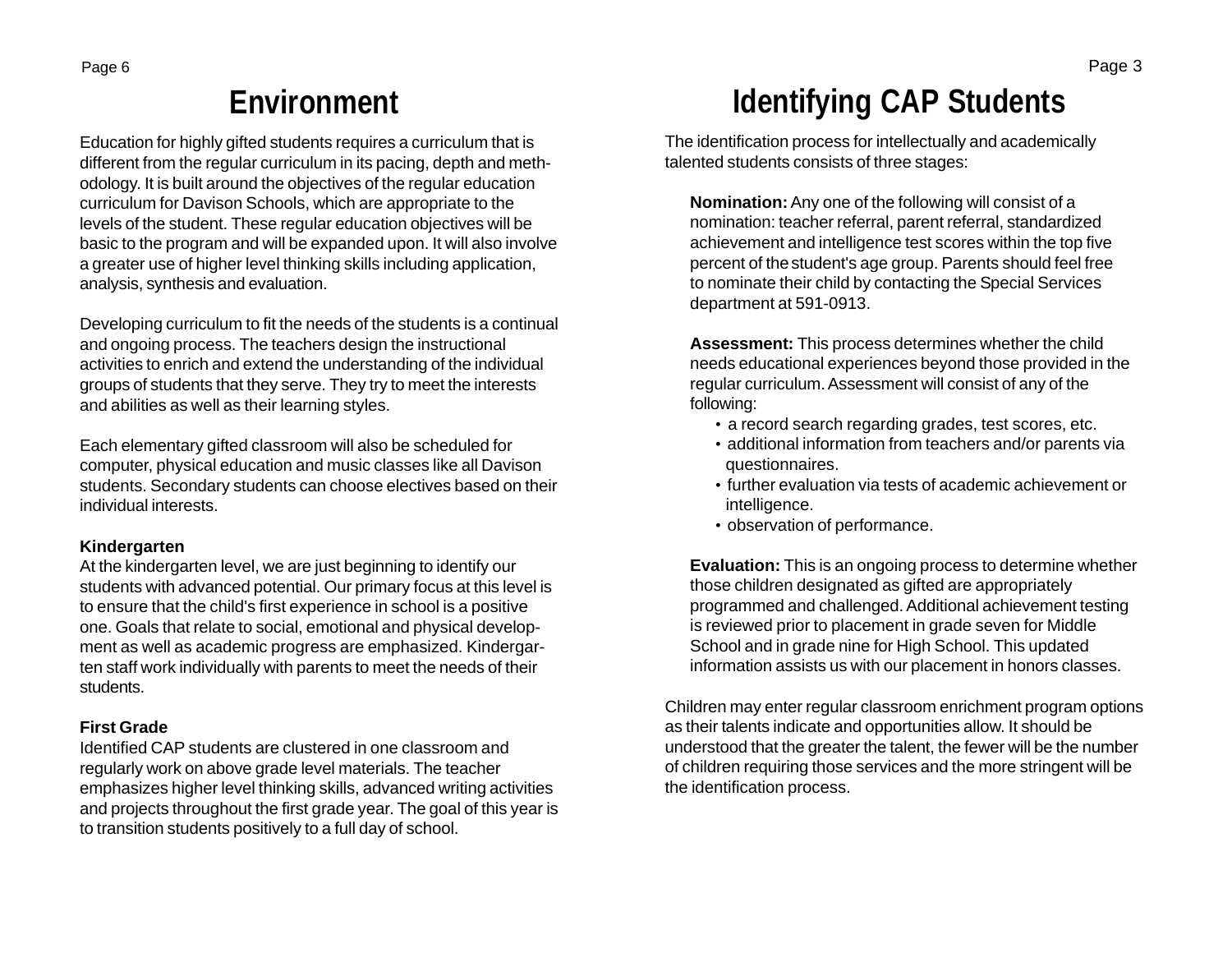# Environment

Education for highly gifted students requires a curriculum that is different from the regular curriculum in its pacing, depth and methodology. It is built around the objectives of the regular education curriculum for Davison Schools, which are appropriate to the levels of the student. These regular education objectives will be basic to the program and will be expanded upon. It will also involve a greater use of higher level thinking skills including application, analysis, synthesis and evaluation.

Developing curriculum to fit the needs of the students is a continual and ongoing process. The teachers design the instructional activities to enrich and extend the understanding of the individual groups of students that they serve. They try to meet the interests and abilities as well as their learning styles.

Each elementary gifted classroom will also be scheduled for computer, physical education and music classes like all Davison students. Secondary students can choose electives based on their individual interests.

### Kindergarten

At the kindergarten level, we are just beginning to identify our students with advanced potential. Our primary focus at this level is to ensure that the child's first experience in school is a positive one. Goals that relate to social, emotional and physical development as well as academic progress are emphasized. Kindergarten staff work individually with parents to meet the needs of their students.

### First Grade

Identified CAP students are clustered in one classroom and regularly work on above grade level materials. The teacher emphasizes higher level thinking skills, advanced writing activities and projects throughout the first grade year. The goal of this year is to transition students positively to a full day of school.

# Identifying CAP Students

The identification process for intellectually and academically talented students consists of three stages:

**Nomination:** Any one of the following will consist of a nomination: teacher referral, parent referral, standardized achievement and intelligence test scores within the top five percent of the student's age group. Parents should feel free to nominate their child by contacting the Special Services department at 591-0913.

**Assessment:** This process determines whether the child needs educational experiences beyond those provided in the regular curriculum. Assessment will consist of any of the following:

- a record search regarding grades, test scores, etc.
- additional information from teachers and/or parents via questionnaires.
- further evaluation via tests of academic achievement or intelligence.
- observation of performance.

**Evaluation:** This is an ongoing process to determine whether those children designated as gifted are appropriately programmed and challenged. Additional achievement testing is reviewed prior to placement in grade seven for Middle School and in grade nine for High School. This updated information assists us with our placement in honors classes.

Children may enter regular classroom enrichment program options as their talents indicate and opportunities allow. It should be understood that the greater the talent, the fewer will be the number of children requiring those services and the more stringent will be the identification process.